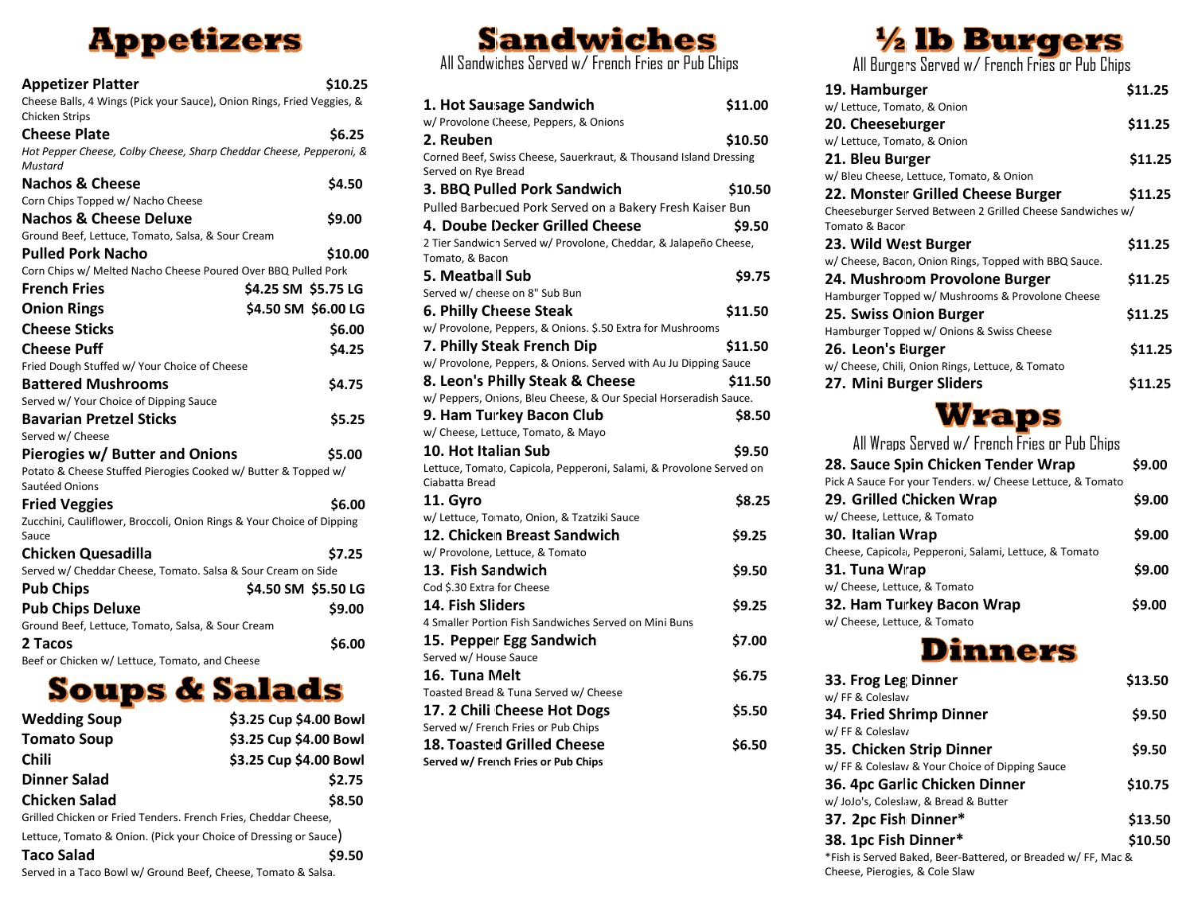# Appetizers

**Appetizer Platter** $10.25
Cheese Balls, 4 Wings (Pick your Sauce), Onion Rings, Fried Veggies, & Chicken Strips

**Cheese Plate** $6.25
*Hot Pepper Cheese, Colby Cheese, Sharp Cheddar Cheese, Pepperoni, & Mustard*

**Nachos & Cheese** $4.50
Corn Chips Topped w/ Nacho Cheese

**Nachos & Cheese Deluxe** $9.00
Ground Beef, Lettuce, Tomato, Salsa, & Sour Cream

**Pulled Pork Nacho** $10.00
Corn Chips w/ Melted Nacho Cheese Poured Over BBQ Pulled Pork

**French Fries** $4.25 SM $5.75 LG

**Onion Rings** $4.50 SM $6.00 LG

**Cheese Sticks** $6.00

**Cheese Puff** $4.25
Fried Dough Stuffed w/ Your Choice of Cheese

**Battered Mushrooms** $4.75
Served w/ Your Choice of Dipping Sauce

**Bavarian Pretzel Sticks** $5.25
Served w/ Cheese

**Pierogies w/ Butter and Onions** $5.00
Potato & Cheese Stuffed Pierogies Cooked w/ Butter & Topped w/ Sautéed Onions

**Fried Veggies** $6.00
Zucchini, Cauliflower, Broccoli, Onion Rings & Your Choice of Dipping Sauce

**Chicken Quesadilla** $7.25
Served w/ Cheddar Cheese, Tomato. Salsa & Sour Cream on Side

**Pub Chips** $4.50 SM $5.50 LG

**Pub Chips Deluxe** $9.00
Ground Beef, Lettuce, Tomato, Salsa, & Sour Cream

**2 Tacos** $6.00
Beef or Chicken w/ Lettuce, Tomato, and Cheese

# Soups & Salads

**Wedding Soup** $3.25 Cup $4.00 Bowl

**Tomato Soup** $3.25 Cup $4.00 Bowl

**Chili** $3.25 Cup $4.00 Bowl

**Dinner Salad** $2.75

**Chicken Salad** $8.50
Grilled Chicken or Fried Tenders. French Fries, Cheddar Cheese, Lettuce, Tomato & Onion. (Pick your Choice of Dressing or Sauce)

**Taco Salad** $9.50
Served in a Taco Bowl w/ Ground Beef, Cheese, Tomato & Salsa.

# Sandwiches

All Sandwiches Served w/ French Fries or Pub Chips

**1. Hot Sausage Sandwich** $11.00
w/ Provolone Cheese, Peppers, & Onions

**2. Reuben** $10.50
Corned Beef, Swiss Cheese, Sauerkraut, & Thousand Island Dressing Served on Rye Bread

**3. BBQ Pulled Pork Sandwich** $10.50
Pulled Barbecued Pork Served on a Bakery Fresh Kaiser Bun

**4. Doube Decker Grilled Cheese** $9.50
2 Tier Sandwich Served w/ Provolone, Cheddar, & Jalapeño Cheese, Tomato, & Bacon

**5. Meatball Sub** $9.75
Served w/ cheese on 8" Sub Bun

**6. Philly Cheese Steak** $11.50
w/ Provolone, Peppers, & Onions. $.50 Extra for Mushrooms

**7. Philly Steak French Dip** $11.50
w/ Provolone, Peppers, & Onions. Served with Au Ju Dipping Sauce

**8. Leon's Philly Steak & Cheese** $11.50
w/ Peppers, Onions, Bleu Cheese, & Our Special Horseradish Sauce.

**9. Ham Turkey Bacon Club** $8.50
w/ Cheese, Lettuce, Tomato, & Mayo

**10. Hot Italian Sub** $9.50
Lettuce, Tomato, Capicola, Pepperoni, Salami, & Provolone Served on Ciabatta Bread

**11. Gyro** $8.25
w/ Lettuce, Tomato, Onion, & Tzatziki Sauce

**12. Chicken Breast Sandwich** $9.25
w/ Provolone, Lettuce, & Tomato

**13. Fish Sandwich** $9.50
Cod $.30 Extra for Cheese

**14. Fish Sliders** $9.25
4 Smaller Portion Fish Sandwiches Served on Mini Buns

**15. Pepper Egg Sandwich** $7.00
Served w/ House Sauce

**16. Tuna Melt** $6.75
Toasted Bread & Tuna Served w/ Cheese

**17. 2 Chili Cheese Hot Dogs** $5.50
Served w/ French Fries or Pub Chips

**18. Toasted Grilled Cheese** $6.50
**Served w/ French Fries or Pub Chips**

# ½ lb Burgers

All Burgers Served w/ French Fries or Pub Chips

**19. Hamburger** $11.25
w/ Lettuce, Tomato, & Onion

**20. Cheeseburger** $11.25
w/ Lettuce, Tomato, & Onion

**21. Bleu Burger** $11.25
w/ Bleu Cheese, Lettuce, Tomato, & Onion

**22. Monster Grilled Cheese Burger** $11.25
Cheeseburger Served Between 2 Grilled Cheese Sandwiches w/ Tomato & Bacon

**23. Wild West Burger** $11.25
w/ Cheese, Bacon, Onion Rings, Topped with BBQ Sauce.

**24. Mushroom Provolone Burger** $11.25
Hamburger Topped w/ Mushrooms & Provolone Cheese

**25. Swiss Onion Burger** $11.25
Hamburger Topped w/ Onions & Swiss Cheese

**26. Leon's Burger** $11.25
w/ Cheese, Chili, Onion Rings, Lettuce, & Tomato

**27. Mini Burger Sliders** $11.25

# Wraps

All Wraps Served w/ French Fries or Pub Chips

**28. Sauce Spin Chicken Tender Wrap** $9.00
Pick A Sauce For your Tenders. w/ Cheese Lettuce, & Tomato

**29. Grilled Chicken Wrap** $9.00
w/ Cheese, Lettuce, & Tomato

**30. Italian Wrap** $9.00
Cheese, Capicola, Pepperoni, Salami, Lettuce, & Tomato

**31. Tuna Wrap** $9.00
w/ Cheese, Lettuce, & Tomato

**32. Ham Turkey Bacon Wrap** $9.00
w/ Cheese, Lettuce, & Tomato

# Dinners

**33. Frog Leg Dinner** $13.50
w/ FF & Coleslaw

**34. Fried Shrimp Dinner** $9.50
w/ FF & Coleslaw

**35. Chicken Strip Dinner** $9.50
w/ FF & Coleslaw & Your Choice of Dipping Sauce

**36. 4pc Garlic Chicken Dinner** $10.75
w/ JoJo's, Coleslaw, & Bread & Butter

**37. 2pc Fish Dinner*** $13.50

**38. 1pc Fish Dinner*** $10.50

*Fish is Served Baked, Beer-Battered, or Breaded w/ FF, Mac & Cheese, Pierogies, & Cole Slaw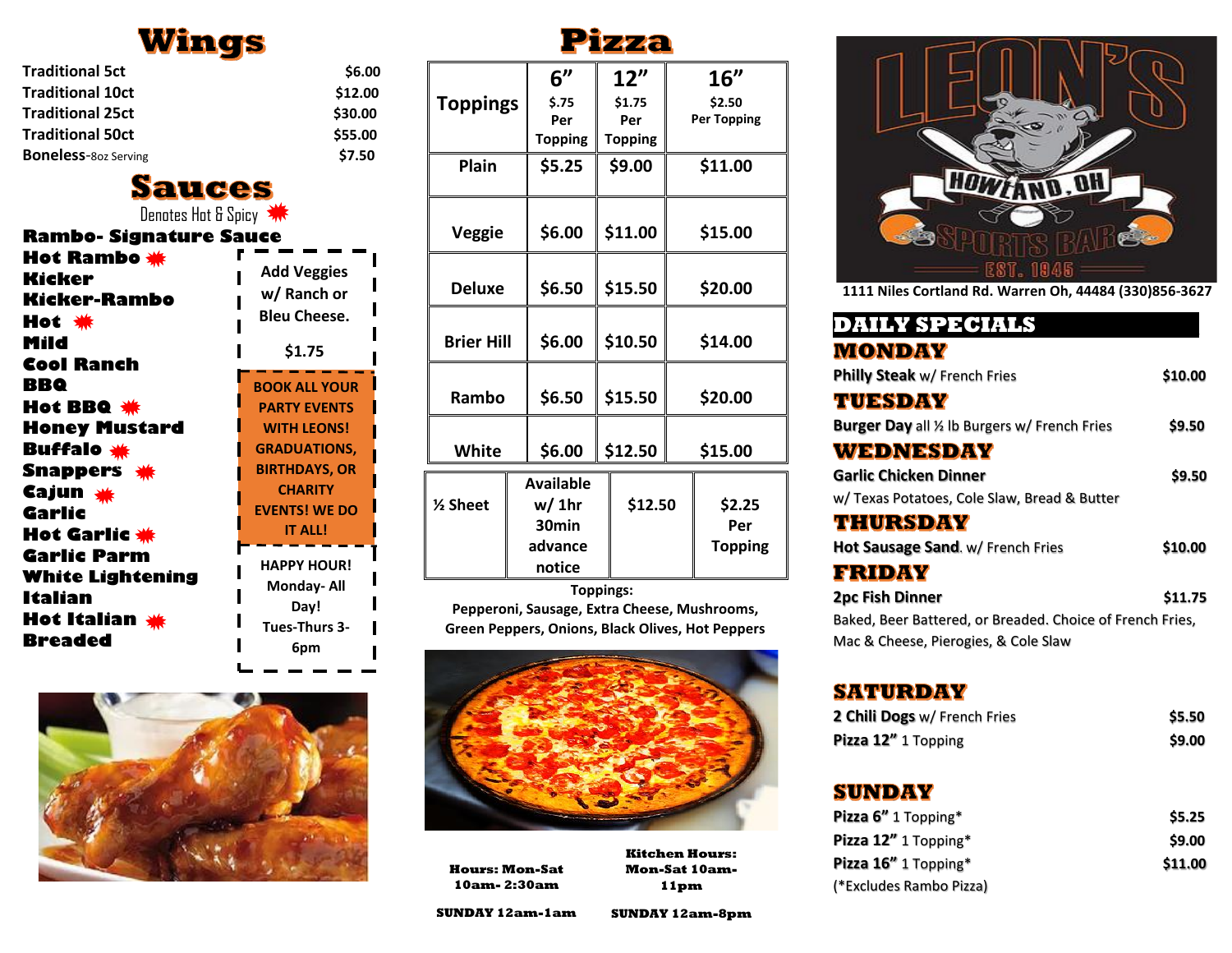# Wings

| | |
|---|---|
| Traditional 5ct | $6.00 |
| Traditional 10ct | $12.00 |
| Traditional 25ct | $30.00 |
| Traditional 50ct | $55.00 |
| Boneless-8oz Serving | $7.50 |

# Sauces

Denotes Hot & Spicy ✷

- **Rambo- Signature Sauce**
- **Hot Rambo** ✷
- **Kicker**
- **Kicker-Rambo**
- **Hot** ✷
- **Mild**
- **Cool Ranch**
- **BBQ**
- **Hot BBQ** ✷
- **Honey Mustard**
- **Buffalo** ✷
- **Snappers** ✷
- **Cajun** ✷
- **Garlic**
- **Hot Garlic** ✷
- **Garlic Parm**
- **White Lightening**
- **Italian**
- **Hot Italian** ✷
- **Breaded**

Add Veggies w/ Ranch or Bleu Cheese.

$1.75

**BOOK ALL YOUR PARTY EVENTS WITH LEONS! GRADUATIONS, BIRTHDAYS, OR CHARITY EVENTS! WE DO IT ALL!**

HAPPY HOUR!
Monday- All Day!
Tues-Thurs 3-6pm

# Pizza

| Toppings | 6" $.75 Per Topping | 12" $1.75 Per Topping | 16" $2.50 Per Topping |
|---|---|---|---|
| Plain | $5.25 | $9.00 | $11.00 |
| Veggie | $6.00 | $11.00 | $15.00 |
| Deluxe | $6.50 | $15.50 | $20.00 |
| Brier Hill | $6.00 | $10.50 | $14.00 |
| Rambo | $6.50 | $15.50 | $20.00 |
| White | $6.00 | $12.50 | $15.00 |

| | | | |
|---|---|---|---|
| ½ Sheet | Available w/ 1hr 30min advance notice | $12.50 | $2.25 Per Topping |

Toppings:
Pepperoni, Sausage, Extra Cheese, Mushrooms, Green Peppers, Onions, Black Olives, Hot Peppers

**Hours: Mon-Sat 10am- 2:30am**

**SUNDAY 12am-1am**

**Kitchen Hours: Mon-Sat 10am-11pm**

**SUNDAY 12am-8pm**

LEON'S
HOWLAND, OH
SPORTS BAR
EST. 1945

1111 Niles Cortland Rd. Warren Oh, 44484 (330)856-3627

## DAILY SPECIALS

### MONDAY

**Philly Steak** w/ French Fries — $10.00

### TUESDAY

**Burger Day** all ½ lb Burgers w/ French Fries — $9.50

### WEDNESDAY

**Garlic Chicken Dinner** — $9.50
w/ Texas Potatoes, Cole Slaw, Bread & Butter

### THURSDAY

**Hot Sausage Sand**. w/ French Fries — $10.00

### FRIDAY

**2pc Fish Dinner** — $11.75
Baked, Beer Battered, or Breaded. Choice of French Fries, Mac & Cheese, Pierogies, & Cole Slaw

### SATURDAY

**2 Chili Dogs** w/ French Fries — $5.50
**Pizza 12"** 1 Topping — $9.00

### SUNDAY

**Pizza 6"** 1 Topping* — $5.25
**Pizza 12"** 1 Topping* — $9.00
**Pizza 16"** 1 Topping* — $11.00
(*Excludes Rambo Pizza)